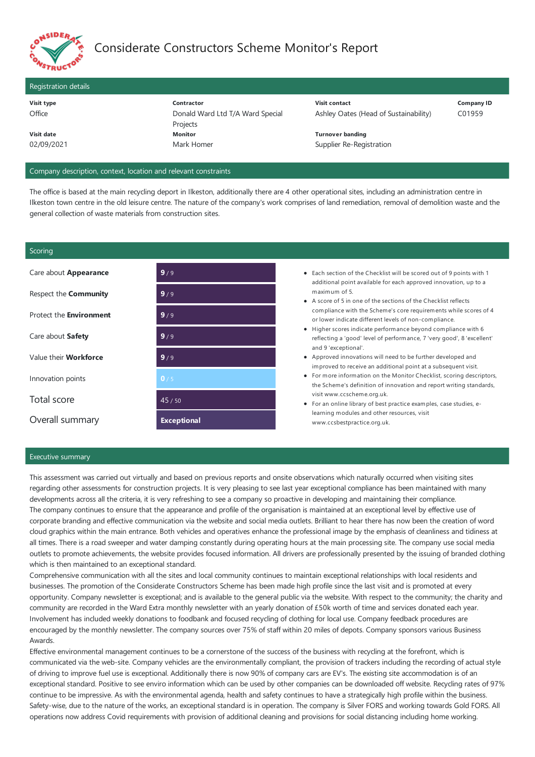# Considerate Constructors Scheme Monitor's Report

## Registration details

| Visit type | Contractor | Visit contact | Company ID |
|---|---|---|---|
| Office | Donald Ward Ltd T/A Ward Special Projects | Ashley Oates (Head of Sustainability) | C01959 |
| **Visit date** | **Monitor** | **Turnover banding** | |
| 02/09/2021 | Mark Homer | Supplier Re-Registration | |

## Company description, context, location and relevant constraints

The office is based at the main recycling deport in Ilkeston, additionally there are 4 other operational sites, including an administration centre in Ilkeston town centre in the old leisure centre. The nature of the company's work comprises of land remediation, removal of demolition waste and the general collection of waste materials from construction sites.

## Scoring

| Section | Score |
|---|---|
| Care about **Appearance** | **9** / 9 |
| Respect the **Community** | **9** / 9 |
| Protect the **Environment** | **9** / 9 |
| Care about **Safety** | **9** / 9 |
| Value their **Workforce** | **9** / 9 |
| Innovation points | **0** / 5 |
| Total score | 45 / 50 |
| Overall summary | **Exceptional** |

- Each section of the Checklist will be scored out of 9 points with 1 additional point available for each approved innovation, up to a maximum of 5.
- A score of 5 in one of the sections of the Checklist reflects compliance with the Scheme's core requirements while scores of 4 or lower indicate different levels of non-compliance.
- Higher scores indicate performance beyond compliance with 6 reflecting a 'good' level of performance, 7 'very good', 8 'excellent' and 9 'exceptional'.
- Approved innovations will need to be further developed and improved to receive an additional point at a subsequent visit.
- For more information on the Monitor Checklist, scoring descriptors, the Scheme's definition of innovation and report writing standards, visit www.ccscheme.org.uk.
- For an online library of best practice examples, case studies, e-learning modules and other resources, visit www.ccsbestpractice.org.uk.

## Executive summary

This assessment was carried out virtually and based on previous reports and onsite observations which naturally occurred when visiting sites regarding other assessments for construction projects. It is very pleasing to see last year exceptional compliance has been maintained with many developments across all the criteria, it is very refreshing to see a company so proactive in developing and maintaining their compliance.
The company continues to ensure that the appearance and profile of the organisation is maintained at an exceptional level by effective use of corporate branding and effective communication via the website and social media outlets. Brilliant to hear there has now been the creation of word cloud graphics within the main entrance. Both vehicles and operatives enhance the professional image by the emphasis of cleanliness and tidiness at all times. There is a road sweeper and water damping constantly during operating hours at the main processing site. The company use social media outlets to promote achievements, the website provides focused information. All drivers are professionally presented by the issuing of branded clothing which is then maintained to an exceptional standard.
Comprehensive communication with all the sites and local community continues to maintain exceptional relationships with local residents and businesses. The promotion of the Considerate Constructors Scheme has been made high profile since the last visit and is promoted at every opportunity. Company newsletter is exceptional; and is available to the general public via the website. With respect to the community; the charity and community are recorded in the Ward Extra monthly newsletter with an yearly donation of £50k worth of time and services donated each year. Involvement has included weekly donations to foodbank and focused recycling of clothing for local use. Company feedback procedures are encouraged by the monthly newsletter. The company sources over 75% of staff within 20 miles of depots. Company sponsors various Business Awards.
Effective environmental management continues to be a cornerstone of the success of the business with recycling at the forefront, which is communicated via the web-site. Company vehicles are the environmentally compliant, the provision of trackers including the recording of actual style of driving to improve fuel use is exceptional. Additionally there is now 90% of company cars are EV's. The existing site accommodation is of an exceptional standard. Positive to see enviro information which can be used by other companies can be downloaded off website. Recycling rates of 97% continue to be impressive. As with the environmental agenda, health and safety continues to have a strategically high profile within the business. Safety-wise, due to the nature of the works, an exceptional standard is in operation. The company is Silver FORS and working towards Gold FORS. All operations now address Covid requirements with provision of additional cleaning and provisions for social distancing including home working.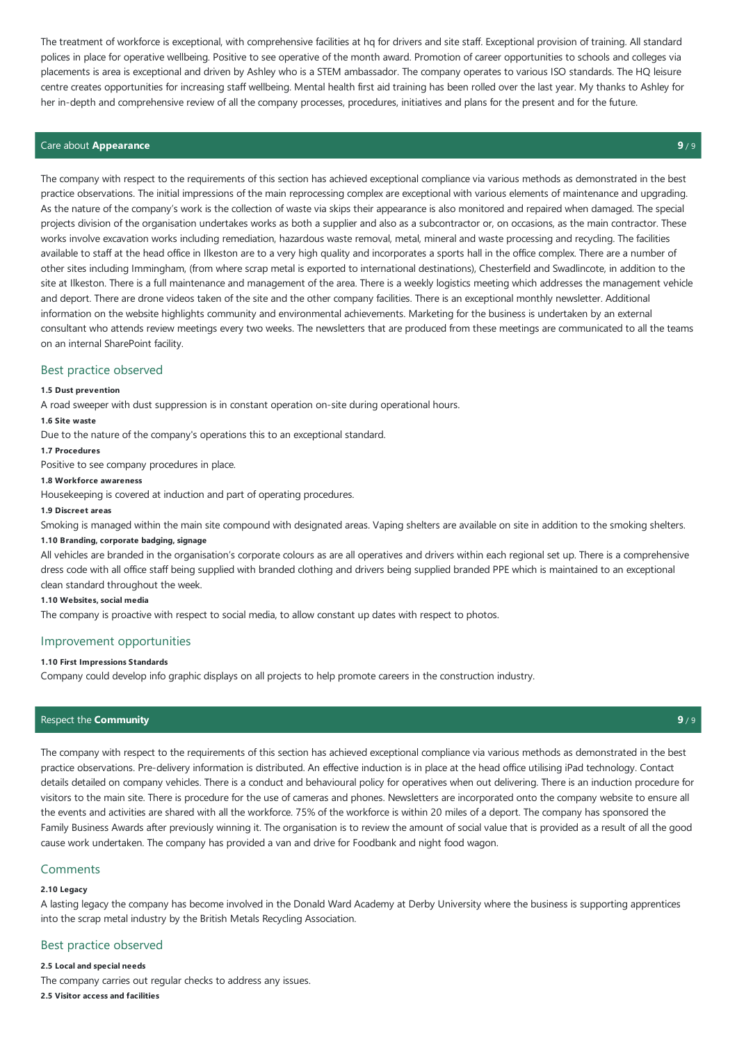The treatment of workforce is exceptional, with comprehensive facilities at hq for drivers and site staff. Exceptional provision of training. All standard polices in place for operative wellbeing. Positive to see operative of the month award. Promotion of career opportunities to schools and colleges via placements is area is exceptional and driven by Ashley who is a STEM ambassador. The company operates to various ISO standards. The HQ leisure centre creates opportunities for increasing staff wellbeing. Mental health first aid training has been rolled over the last year. My thanks to Ashley for her in-depth and comprehensive review of all the company processes, procedures, initiatives and plans for the present and for the future.

## Care about **Appearance** — 9 / 9

The company with respect to the requirements of this section has achieved exceptional compliance via various methods as demonstrated in the best practice observations. The initial impressions of the main reprocessing complex are exceptional with various elements of maintenance and upgrading. As the nature of the company's work is the collection of waste via skips their appearance is also monitored and repaired when damaged. The special projects division of the organisation undertakes works as both a supplier and also as a subcontractor or, on occasions, as the main contractor. These works involve excavation works including remediation, hazardous waste removal, metal, mineral and waste processing and recycling. The facilities available to staff at the head office in Ilkeston are to a very high quality and incorporates a sports hall in the office complex. There are a number of other sites including Immingham, (from where scrap metal is exported to international destinations), Chesterfield and Swadlincote, in addition to the site at Ilkeston. There is a full maintenance and management of the area. There is a weekly logistics meeting which addresses the management vehicle and deport. There are drone videos taken of the site and the other company facilities. There is an exceptional monthly newsletter. Additional information on the website highlights community and environmental achievements. Marketing for the business is undertaken by an external consultant who attends review meetings every two weeks. The newsletters that are produced from these meetings are communicated to all the teams on an internal SharePoint facility.

### Best practice observed

**1.5 Dust prevention**

A road sweeper with dust suppression is in constant operation on-site during operational hours.

**1.6 Site waste**

Due to the nature of the company's operations this to an exceptional standard.

**1.7 Procedures**

Positive to see company procedures in place.

**1.8 Workforce awareness**

Housekeeping is covered at induction and part of operating procedures.

**1.9 Discreet areas**

Smoking is managed within the main site compound with designated areas. Vaping shelters are available on site in addition to the smoking shelters.

**1.10 Branding, corporate badging, signage**

All vehicles are branded in the organisation's corporate colours as are all operatives and drivers within each regional set up. There is a comprehensive dress code with all office staff being supplied with branded clothing and drivers being supplied branded PPE which is maintained to an exceptional clean standard throughout the week.

**1.10 Websites, social media**

The company is proactive with respect to social media, to allow constant up dates with respect to photos.

### Improvement opportunities

**1.10 First Impressions Standards**

Company could develop info graphic displays on all projects to help promote careers in the construction industry.

## Respect the **Community** — 9 / 9

The company with respect to the requirements of this section has achieved exceptional compliance via various methods as demonstrated in the best practice observations. Pre-delivery information is distributed. An effective induction is in place at the head office utilising iPad technology. Contact details detailed on company vehicles. There is a conduct and behavioural policy for operatives when out delivering. There is an induction procedure for visitors to the main site. There is procedure for the use of cameras and phones. Newsletters are incorporated onto the company website to ensure all the events and activities are shared with all the workforce. 75% of the workforce is within 20 miles of a deport. The company has sponsored the Family Business Awards after previously winning it. The organisation is to review the amount of social value that is provided as a result of all the good cause work undertaken. The company has provided a van and drive for Foodbank and night food wagon.

### Comments

**2.10 Legacy**

A lasting legacy the company has become involved in the Donald Ward Academy at Derby University where the business is supporting apprentices into the scrap metal industry by the British Metals Recycling Association.

### Best practice observed

**2.5 Local and special needs**

The company carries out regular checks to address any issues.

**2.5 Visitor access and facilities**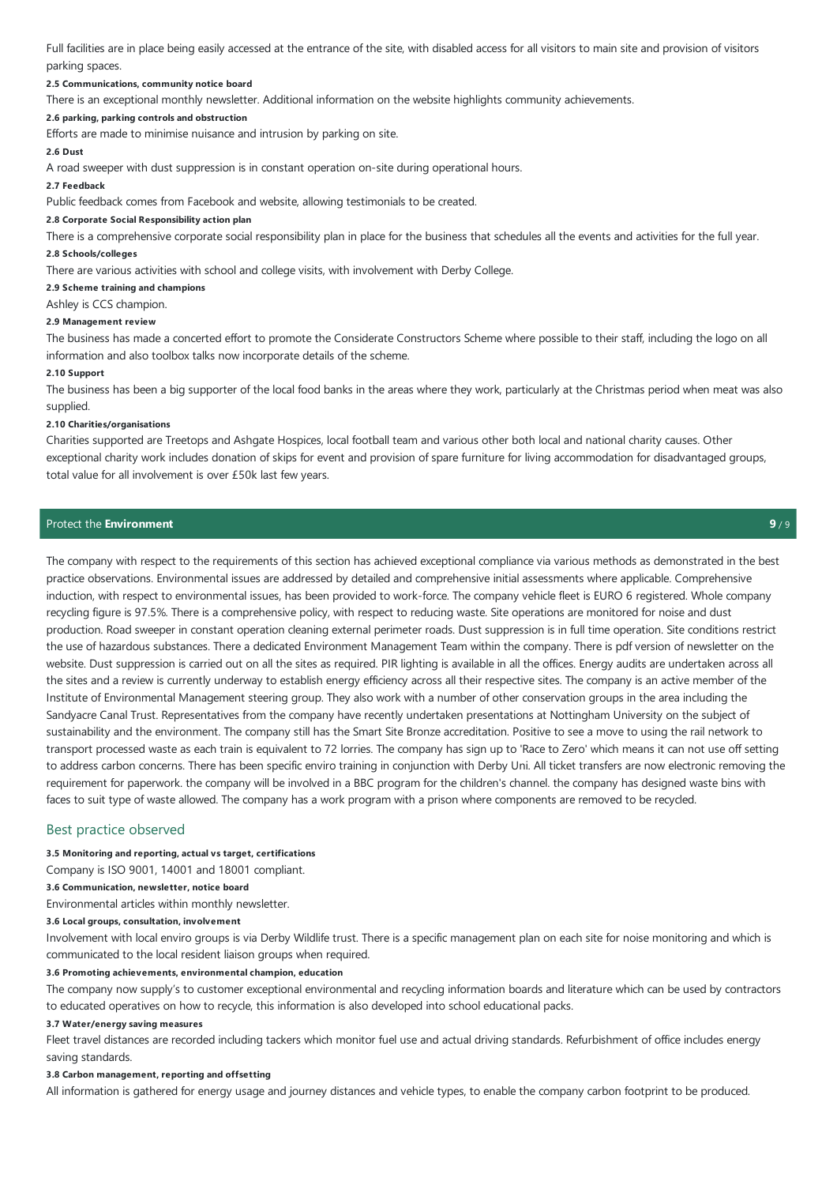Full facilities are in place being easily accessed at the entrance of the site, with disabled access for all visitors to main site and provision of visitors parking spaces.

**2.5 Communications, community notice board**

There is an exceptional monthly newsletter. Additional information on the website highlights community achievements.

**2.6 parking, parking controls and obstruction**

Efforts are made to minimise nuisance and intrusion by parking on site.

**2.6 Dust**

A road sweeper with dust suppression is in constant operation on-site during operational hours.

**2.7 Feedback**

Public feedback comes from Facebook and website, allowing testimonials to be created.

**2.8 Corporate Social Responsibility action plan**

There is a comprehensive corporate social responsibility plan in place for the business that schedules all the events and activities for the full year.

**2.8 Schools/colleges**

There are various activities with school and college visits, with involvement with Derby College.

**2.9 Scheme training and champions**

Ashley is CCS champion.

**2.9 Management review**

The business has made a concerted effort to promote the Considerate Constructors Scheme where possible to their staff, including the logo on all information and also toolbox talks now incorporate details of the scheme.

**2.10 Support**

The business has been a big supporter of the local food banks in the areas where they work, particularly at the Christmas period when meat was also supplied.

**2.10 Charities/organisations**

Charities supported are Treetops and Ashgate Hospices, local football team and various other both local and national charity causes. Other exceptional charity work includes donation of skips for event and provision of spare furniture for living accommodation for disadvantaged groups, total value for all involvement is over £50k last few years.

## Protect the **Environment** — 9 / 9

The company with respect to the requirements of this section has achieved exceptional compliance via various methods as demonstrated in the best practice observations. Environmental issues are addressed by detailed and comprehensive initial assessments where applicable. Comprehensive induction, with respect to environmental issues, has been provided to work-force. The company vehicle fleet is EURO 6 registered. Whole company recycling figure is 97.5%. There is a comprehensive policy, with respect to reducing waste. Site operations are monitored for noise and dust production. Road sweeper in constant operation cleaning external perimeter roads. Dust suppression is in full time operation. Site conditions restrict the use of hazardous substances. There a dedicated Environment Management Team within the company. There is pdf version of newsletter on the website. Dust suppression is carried out on all the sites as required. PIR lighting is available in all the offices. Energy audits are undertaken across all the sites and a review is currently underway to establish energy efficiency across all their respective sites. The company is an active member of the Institute of Environmental Management steering group. They also work with a number of other conservation groups in the area including the Sandyacre Canal Trust. Representatives from the company have recently undertaken presentations at Nottingham University on the subject of sustainability and the environment. The company still has the Smart Site Bronze accreditation. Positive to see a move to using the rail network to transport processed waste as each train is equivalent to 72 lorries. The company has sign up to 'Race to Zero' which means it can not use off setting to address carbon concerns. There has been specific enviro training in conjunction with Derby Uni. All ticket transfers are now electronic removing the requirement for paperwork. the company will be involved in a BBC program for the children's channel. the company has designed waste bins with faces to suit type of waste allowed. The company has a work program with a prison where components are removed to be recycled.

### Best practice observed

**3.5 Monitoring and reporting, actual vs target, certifications**

Company is ISO 9001, 14001 and 18001 compliant.

**3.6 Communication, newsletter, notice board**

Environmental articles within monthly newsletter.

**3.6 Local groups, consultation, involvement**

Involvement with local enviro groups is via Derby Wildlife trust. There is a specific management plan on each site for noise monitoring and which is communicated to the local resident liaison groups when required.

**3.6 Promoting achievements, environmental champion, education**

The company now supply's to customer exceptional environmental and recycling information boards and literature which can be used by contractors to educated operatives on how to recycle, this information is also developed into school educational packs.

**3.7 Water/energy saving measures**

Fleet travel distances are recorded including tackers which monitor fuel use and actual driving standards. Refurbishment of office includes energy saving standards.

**3.8 Carbon management, reporting and offsetting**

All information is gathered for energy usage and journey distances and vehicle types, to enable the company carbon footprint to be produced.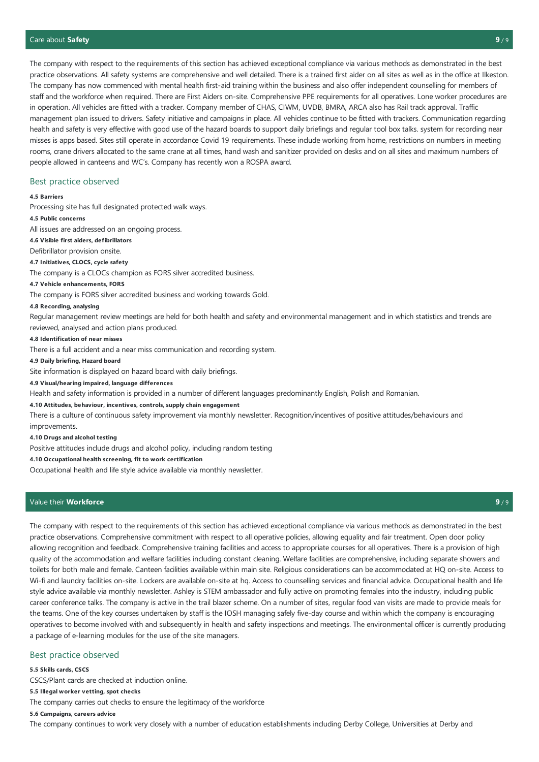## Care about **Safety** 9 / 9

The company with respect to the requirements of this section has achieved exceptional compliance via various methods as demonstrated in the best practice observations. All safety systems are comprehensive and well detailed. There is a trained first aider on all sites as well as in the office at Ilkeston. The company has now commenced with mental health first-aid training within the business and also offer independent counselling for members of staff and the workforce when required. There are First Aiders on-site. Comprehensive PPE requirements for all operatives. Lone worker procedures are in operation. All vehicles are fitted with a tracker. Company member of CHAS, CIWM, UVDB, BMRA, ARCA also has Rail track approval. Traffic management plan issued to drivers. Safety initiative and campaigns in place. All vehicles continue to be fitted with trackers. Communication regarding health and safety is very effective with good use of the hazard boards to support daily briefings and regular tool box talks. system for recording near misses is apps based. Sites still operate in accordance Covid 19 requirements. These include working from home, restrictions on numbers in meeting rooms, crane drivers allocated to the same crane at all times, hand wash and sanitizer provided on desks and on all sites and maximum numbers of people allowed in canteens and WC's. Company has recently won a ROSPA award.

### Best practice observed

**4.5 Barriers**

Processing site has full designated protected walk ways.

**4.5 Public concerns**

All issues are addressed on an ongoing process.

**4.6 Visible first aiders, defibrillators**

Defibrillator provision onsite.

**4.7 Initiatives, CLOCS, cycle safety**

The company is a CLOCs champion as FORS silver accredited business.

**4.7 Vehicle enhancements, FORS**

The company is FORS silver accredited business and working towards Gold.

**4.8 Recording, analysing**

Regular management review meetings are held for both health and safety and environmental management and in which statistics and trends are reviewed, analysed and action plans produced.

**4.8 Identification of near misses**

There is a full accident and a near miss communication and recording system.

**4.9 Daily briefing, Hazard board**

Site information is displayed on hazard board with daily briefings.

**4.9 Visual/hearing impaired, language differences**

Health and safety information is provided in a number of different languages predominantly English, Polish and Romanian.

**4.10 Attitudes, behaviour, incentives, controls, supply chain engagement**

There is a culture of continuous safety improvement via monthly newsletter. Recognition/incentives of positive attitudes/behaviours and improvements.

**4.10 Drugs and alcohol testing**

Positive attitudes include drugs and alcohol policy, including random testing

**4.10 Occupational health screening, fit to work certification**

Occupational health and life style advice available via monthly newsletter.

## Value their **Workforce** 9 / 9

The company with respect to the requirements of this section has achieved exceptional compliance via various methods as demonstrated in the best practice observations. Comprehensive commitment with respect to all operative policies, allowing equality and fair treatment. Open door policy allowing recognition and feedback. Comprehensive training facilities and access to appropriate courses for all operatives. There is a provision of high quality of the accommodation and welfare facilities including constant cleaning. Welfare facilities are comprehensive, including separate showers and toilets for both male and female. Canteen facilities available within main site. Religious considerations can be accommodated at HQ on-site. Access to Wi-fi and laundry facilities on-site. Lockers are available on-site at hq. Access to counselling services and financial advice. Occupational health and life style advice available via monthly newsletter. Ashley is STEM ambassador and fully active on promoting females into the industry, including public career conference talks. The company is active in the trail blazer scheme. On a number of sites, regular food van visits are made to provide meals for the teams. One of the key courses undertaken by staff is the IOSH managing safely five-day course and within which the company is encouraging operatives to become involved with and subsequently in health and safety inspections and meetings. The environmental officer is currently producing a package of e-learning modules for the use of the site managers.

### Best practice observed

**5.5 Skills cards, CSCS**

CSCS/Plant cards are checked at induction online.

**5.5 Illegal worker vetting, spot checks**

The company carries out checks to ensure the legitimacy of the workforce

**5.6 Campaigns, careers advice**

The company continues to work very closely with a number of education establishments including Derby College, Universities at Derby and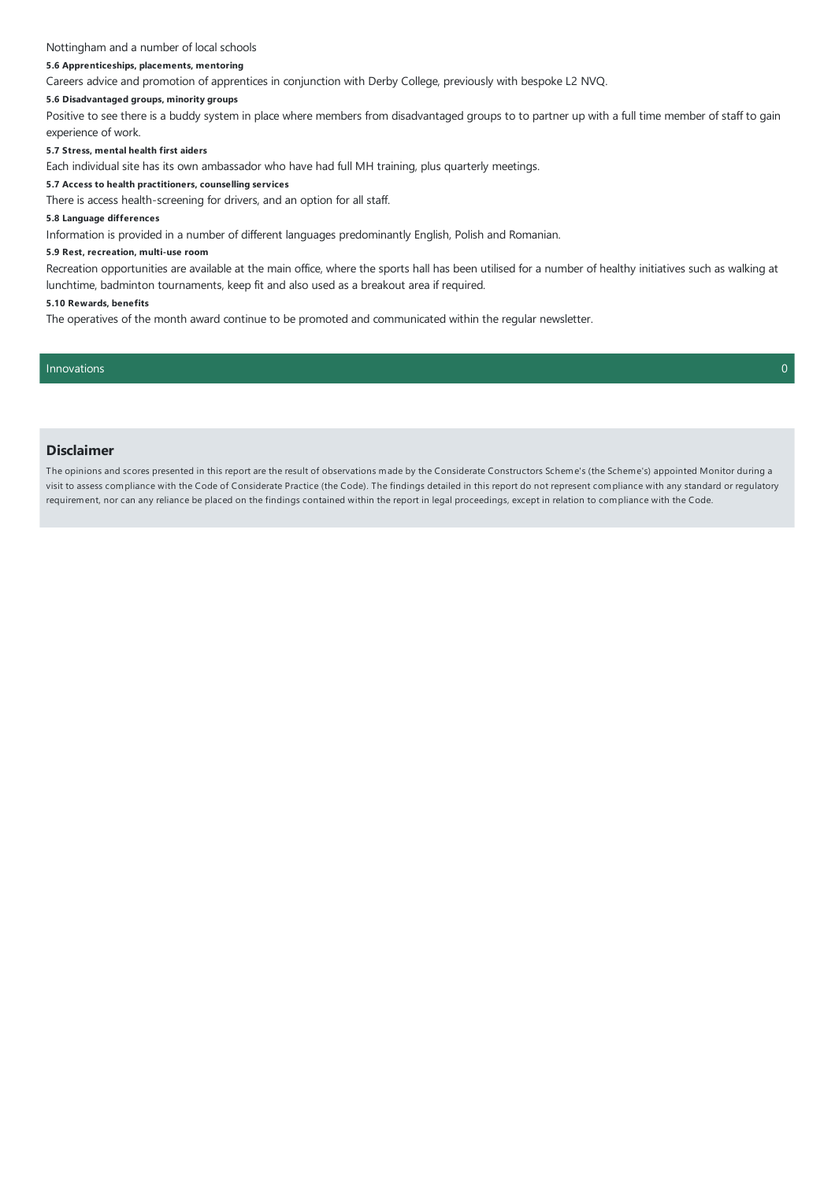Nottingham and a number of local schools

**5.6 Apprenticeships, placements, mentoring**

Careers advice and promotion of apprentices in conjunction with Derby College, previously with bespoke L2 NVQ.

**5.6 Disadvantaged groups, minority groups**

Positive to see there is a buddy system in place where members from disadvantaged groups to to partner up with a full time member of staff to gain experience of work.

**5.7 Stress, mental health first aiders**

Each individual site has its own ambassador who have had full MH training, plus quarterly meetings.

**5.7 Access to health practitioners, counselling services**

There is access health-screening for drivers, and an option for all staff.

**5.8 Language differences**

Information is provided in a number of different languages predominantly English, Polish and Romanian.

**5.9 Rest, recreation, multi-use room**

Recreation opportunities are available at the main office, where the sports hall has been utilised for a number of healthy initiatives such as walking at lunchtime, badminton tournaments, keep fit and also used as a breakout area if required.

**5.10 Rewards, benefits**

The operatives of the month award continue to be promoted and communicated within the regular newsletter.

| Innovations | 0 |
| --- | --- |

## Disclaimer

The opinions and scores presented in this report are the result of observations made by the Considerate Constructors Scheme's (the Scheme's) appointed Monitor during a visit to assess compliance with the Code of Considerate Practice (the Code). The findings detailed in this report do not represent compliance with any standard or regulatory requirement, nor can any reliance be placed on the findings contained within the report in legal proceedings, except in relation to compliance with the Code.